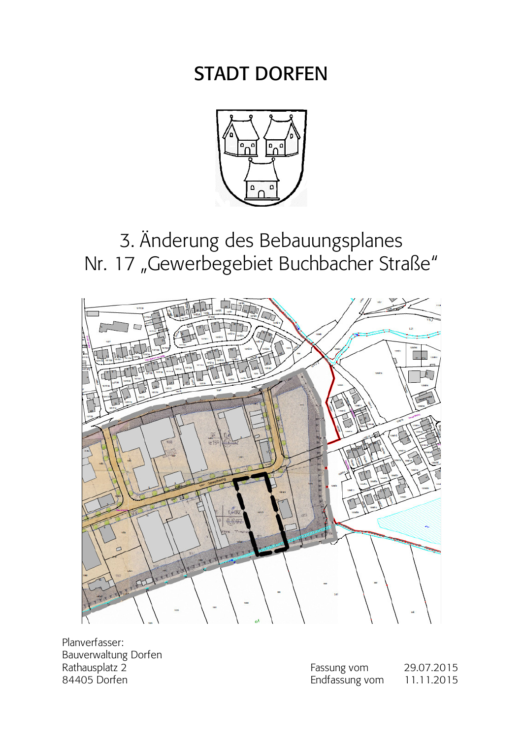# STADT DORFEN

## 3. Änderung des Bebauungsplanes Nr. 17 „Gewerbegebiet Buchbacher Straße“

Planverfasser:
Bauverwaltung Dorfen
Rathausplatz 2
84405 Dorfen

Fassung vom 29.07.2015
Endfassung vom 11.11.2015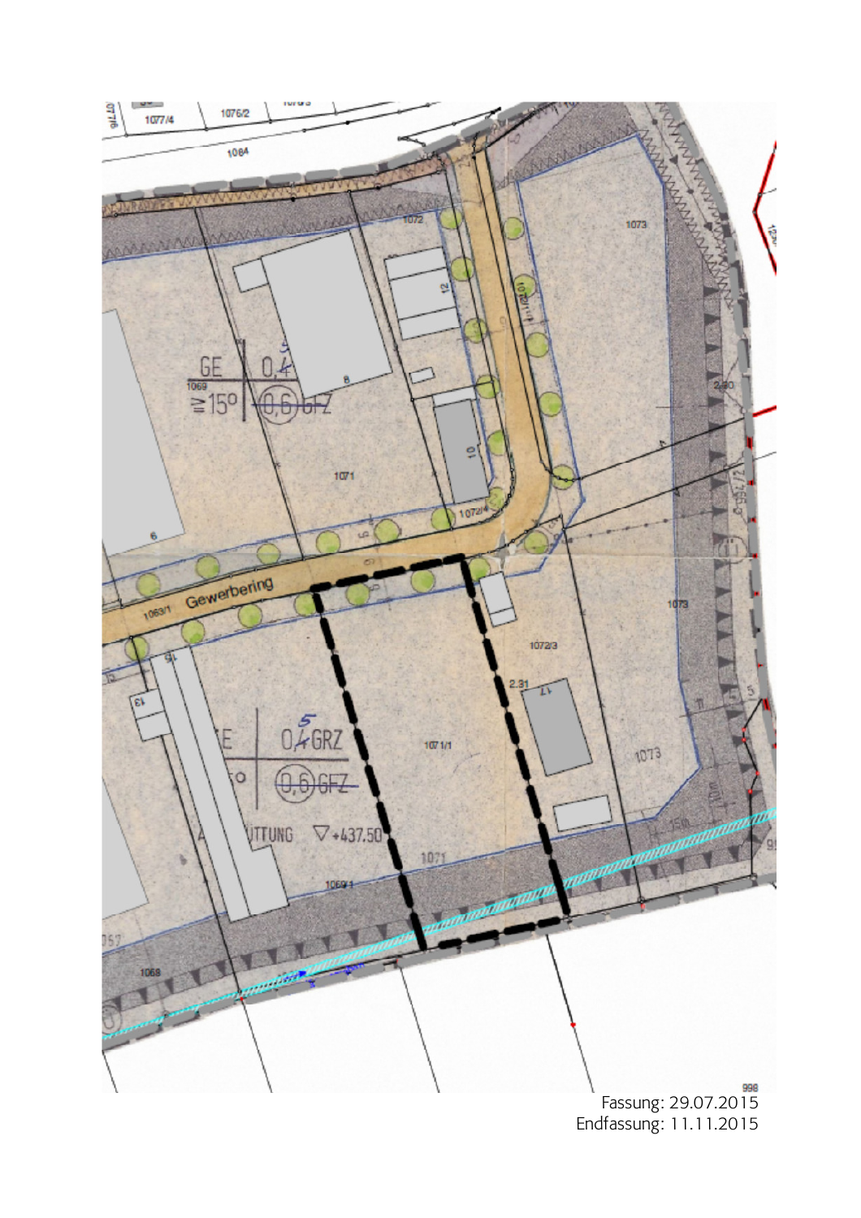Fassung: 29.07.2015
Endfassung: 11.11.2015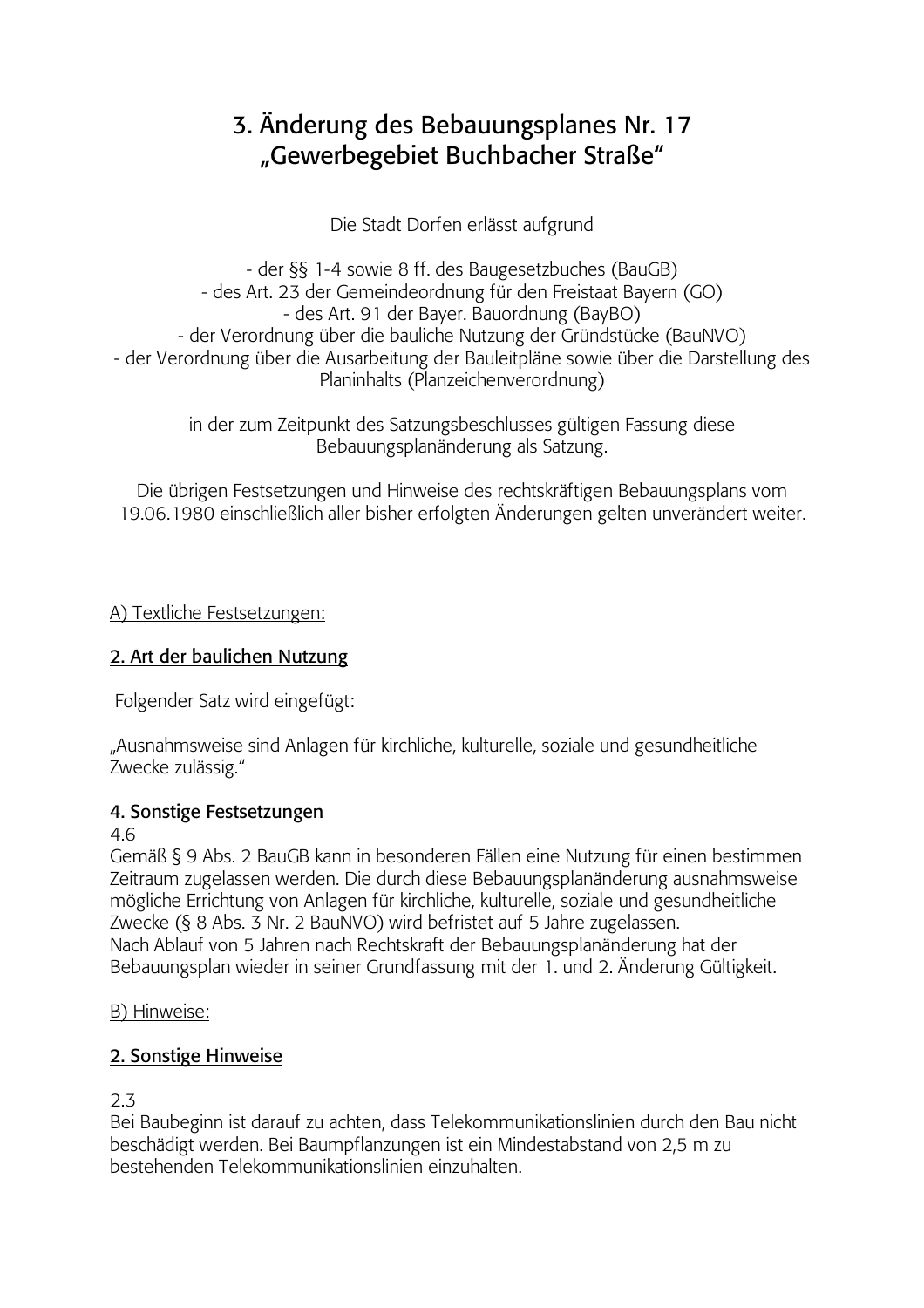# 3. Änderung des Bebauungsplanes Nr. 17 „Gewerbegebiet Buchbacher Straße"

Die Stadt Dorfen erlässt aufgrund

- der §§ 1-4 sowie 8 ff. des Baugesetzbuches (BauGB)
- des Art. 23 der Gemeindeordnung für den Freistaat Bayern (GO)
- des Art. 91 der Bayer. Bauordnung (BayBO)
- der Verordnung über die bauliche Nutzung der Gründstücke (BauNVO)
- der Verordnung über die Ausarbeitung der Bauleitpläne sowie über die Darstellung des Planinhalts (Planzeichenverordnung)

in der zum Zeitpunkt des Satzungsbeschlusses gültigen Fassung diese Bebauungsplanänderung als Satzung.

Die übrigen Festsetzungen und Hinweise des rechtskräftigen Bebauungsplans vom 19.06.1980 einschließlich aller bisher erfolgten Änderungen gelten unverändert weiter.

A) Textliche Festsetzungen:

**2. Art der baulichen Nutzung**

Folgender Satz wird eingefügt:

„Ausnahmsweise sind Anlagen für kirchliche, kulturelle, soziale und gesundheitliche Zwecke zulässig."

**4. Sonstige Festsetzungen**

4.6
Gemäß § 9 Abs. 2 BauGB kann in besonderen Fällen eine Nutzung für einen bestimmen Zeitraum zugelassen werden. Die durch diese Bebauungsplanänderung ausnahmsweise mögliche Errichtung von Anlagen für kirchliche, kulturelle, soziale und gesundheitliche Zwecke (§ 8 Abs. 3 Nr. 2 BauNVO) wird befristet auf 5 Jahre zugelassen.
Nach Ablauf von 5 Jahren nach Rechtskraft der Bebauungsplanänderung hat der Bebauungsplan wieder in seiner Grundfassung mit der 1. und 2. Änderung Gültigkeit.

B) Hinweise:

**2. Sonstige Hinweise**

2.3
Bei Baubeginn ist darauf zu achten, dass Telekommunikationslinien durch den Bau nicht beschädigt werden. Bei Baumpflanzungen ist ein Mindestabstand von 2,5 m zu bestehenden Telekommunikationslinien einzuhalten.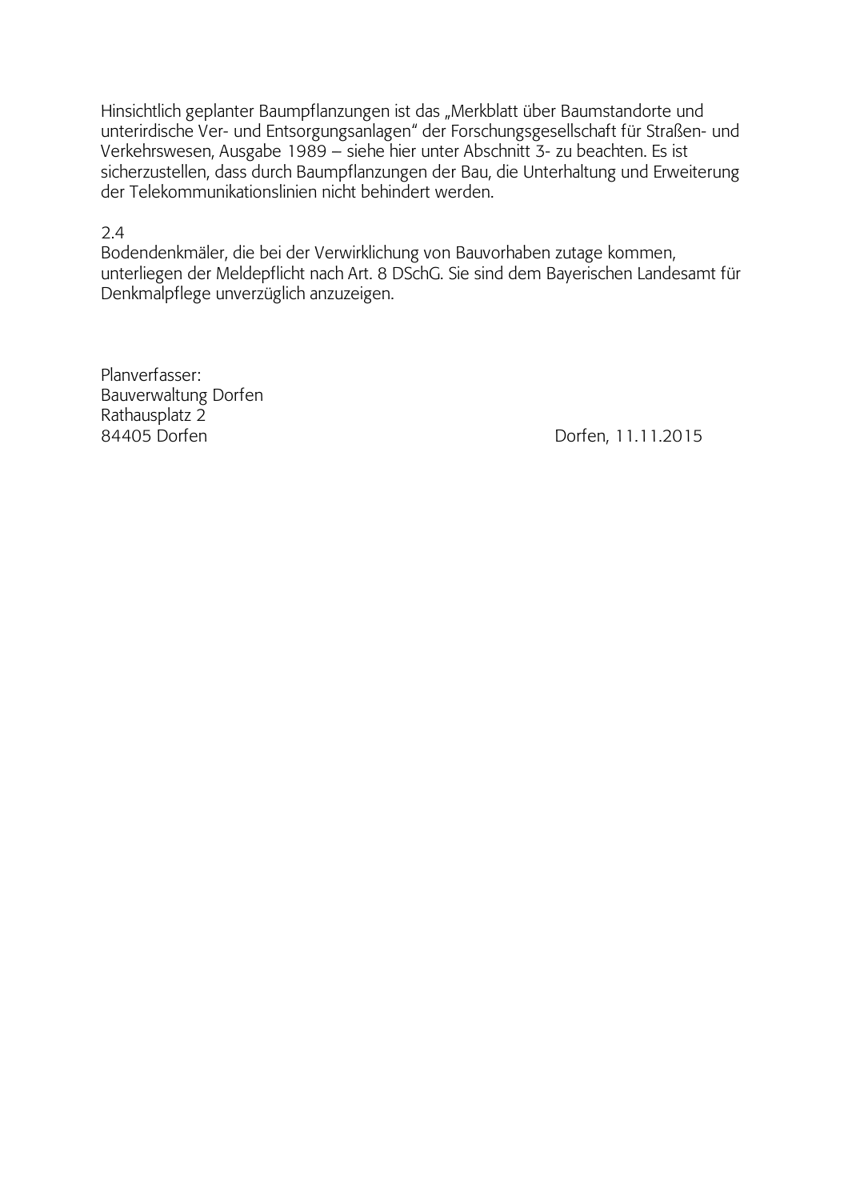Hinsichtlich geplanter Baumpflanzungen ist das „Merkblatt über Baumstandorte und unterirdische Ver- und Entsorgungsanlagen" der Forschungsgesellschaft für Straßen- und Verkehrswesen, Ausgabe 1989 – siehe hier unter Abschnitt 3- zu beachten. Es ist sicherzustellen, dass durch Baumpflanzungen der Bau, die Unterhaltung und Erweiterung der Telekommunikationslinien nicht behindert werden.

2.4
Bodendenkmäler, die bei der Verwirklichung von Bauvorhaben zutage kommen, unterliegen der Meldepflicht nach Art. 8 DSchG. Sie sind dem Bayerischen Landesamt für Denkmalpflege unverzüglich anzuzeigen.

Planverfasser:
Bauverwaltung Dorfen
Rathausplatz 2
84405 Dorfen

Dorfen, 11.11.2015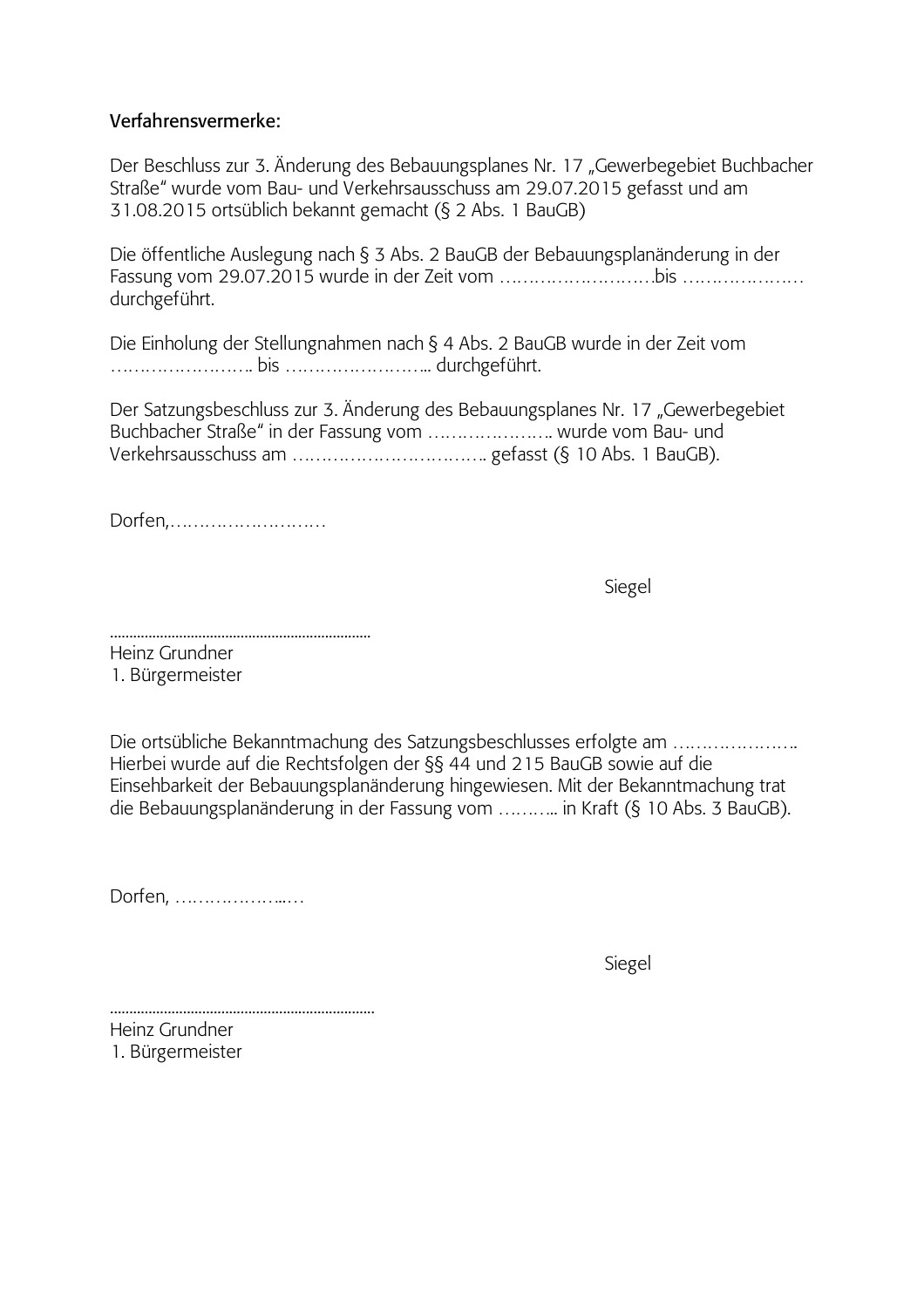Verfahrensvermerke:

Der Beschluss zur 3. Änderung des Bebauungsplanes Nr. 17 „Gewerbegebiet Buchbacher Straße" wurde vom Bau- und Verkehrsausschuss am 29.07.2015 gefasst und am 31.08.2015 ortsüblich bekannt gemacht (§ 2 Abs. 1 BauGB)

Die öffentliche Auslegung nach § 3 Abs. 2 BauGB der Bebauungsplanänderung in der Fassung vom 29.07.2015 wurde in der Zeit vom ……………………….bis …………………. durchgeführt.

Die Einholung der Stellungnahmen nach § 4 Abs. 2 BauGB wurde in der Zeit vom …………………….. bis …………………... durchgeführt.

Der Satzungsbeschluss zur 3. Änderung des Bebauungsplanes Nr. 17 „Gewerbegebiet Buchbacher Straße" in der Fassung vom ………………….. wurde vom Bau- und Verkehrsausschuss am …………………………….. gefasst (§ 10 Abs. 1 BauGB).

Dorfen,……………………….

Siegel

………………………………………………………
Heinz Grundner
1. Bürgermeister

Die ortsübliche Bekanntmachung des Satzungsbeschlusses erfolgte am ………………….. Hierbei wurde auf die Rechtsfolgen der §§ 44 und 215 BauGB sowie auf die Einsehbarkeit der Bebauungsplanänderung hingewiesen. Mit der Bekanntmachung trat die Bebauungsplanänderung in der Fassung vom ……….. in Kraft (§ 10 Abs. 3 BauGB).

Dorfen, ………………...…

Siegel

………………………………………………………
Heinz Grundner
1. Bürgermeister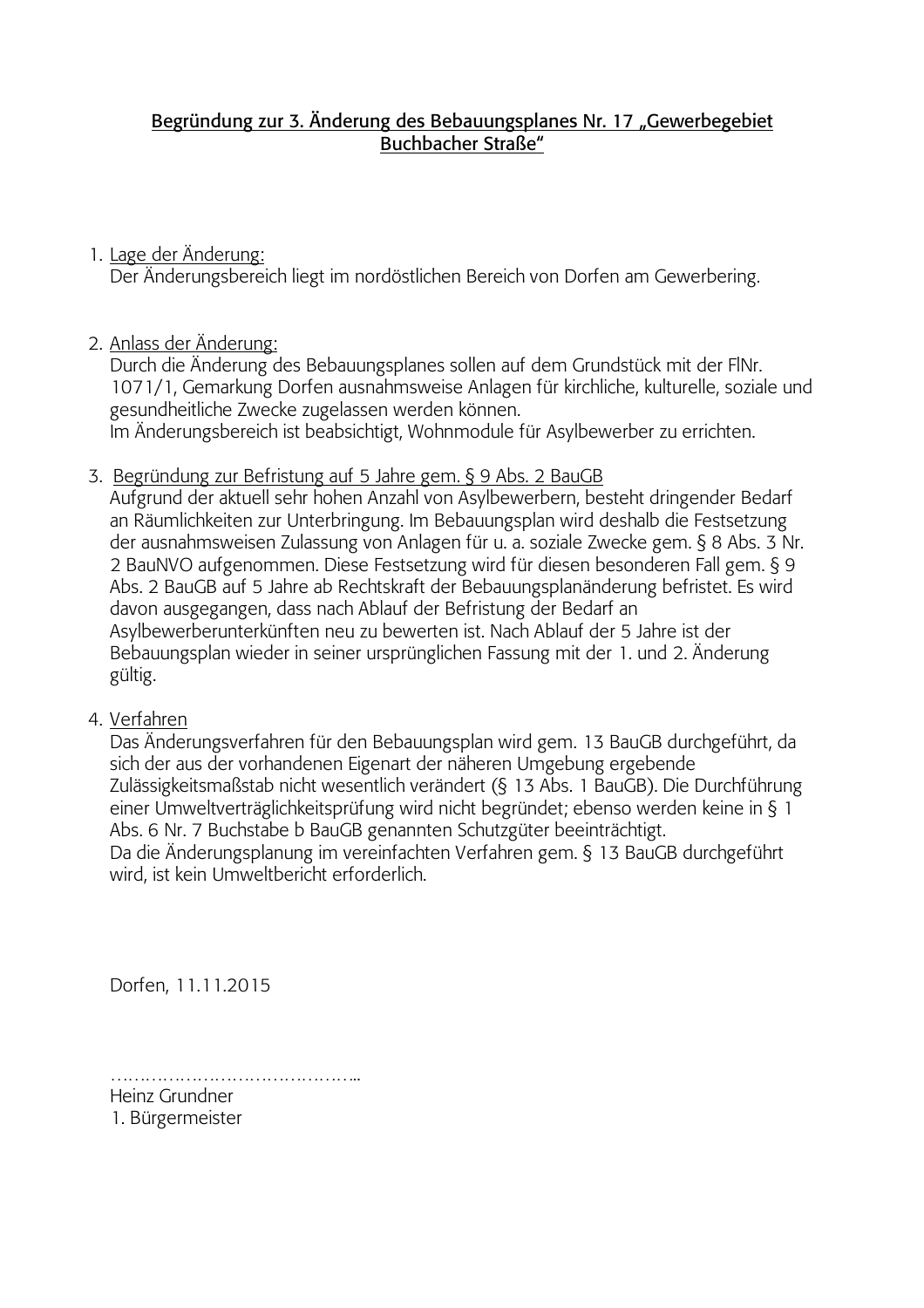# Begründung zur 3. Änderung des Bebauungsplanes Nr. 17 „Gewerbegebiet Buchbacher Straße"

1. Lage der Änderung:
   Der Änderungsbereich liegt im nordöstlichen Bereich von Dorfen am Gewerbering.

2. Anlass der Änderung:
   Durch die Änderung des Bebauungsplanes sollen auf dem Grundstück mit der FlNr. 1071/1, Gemarkung Dorfen ausnahmsweise Anlagen für kirchliche, kulturelle, soziale und gesundheitliche Zwecke zugelassen werden können.
   Im Änderungsbereich ist beabsichtigt, Wohnmodule für Asylbewerber zu errichten.

3. Begründung zur Befristung auf 5 Jahre gem. § 9 Abs. 2 BauGB
   Aufgrund der aktuell sehr hohen Anzahl von Asylbewerbern, besteht dringender Bedarf an Räumlichkeiten zur Unterbringung. Im Bebauungsplan wird deshalb die Festsetzung der ausnahmsweisen Zulassung von Anlagen für u. a. soziale Zwecke gem. § 8 Abs. 3 Nr. 2 BauNVO aufgenommen. Diese Festsetzung wird für diesen besonderen Fall gem. § 9 Abs. 2 BauGB auf 5 Jahre ab Rechtskraft der Bebauungsplanänderung befristet. Es wird davon ausgegangen, dass nach Ablauf der Befristung der Bedarf an Asylbewerberunterkünften neu zu bewerten ist. Nach Ablauf der 5 Jahre ist der Bebauungsplan wieder in seiner ursprünglichen Fassung mit der 1. und 2. Änderung gültig.

4. Verfahren
   Das Änderungsverfahren für den Bebauungsplan wird gem. 13 BauGB durchgeführt, da sich der aus der vorhandenen Eigenart der näheren Umgebung ergebende Zulässigkeitsmaßstab nicht wesentlich verändert (§ 13 Abs. 1 BauGB). Die Durchführung einer Umweltverträglichkeitsprüfung wird nicht begründet; ebenso werden keine in § 1 Abs. 6 Nr. 7 Buchstabe b BauGB genannten Schutzgüter beeinträchtigt.
   Da die Änderungsplanung im vereinfachten Verfahren gem. § 13 BauGB durchgeführt wird, ist kein Umweltbericht erforderlich.

Dorfen, 11.11.2015

……………………………………..
Heinz Grundner
1. Bürgermeister